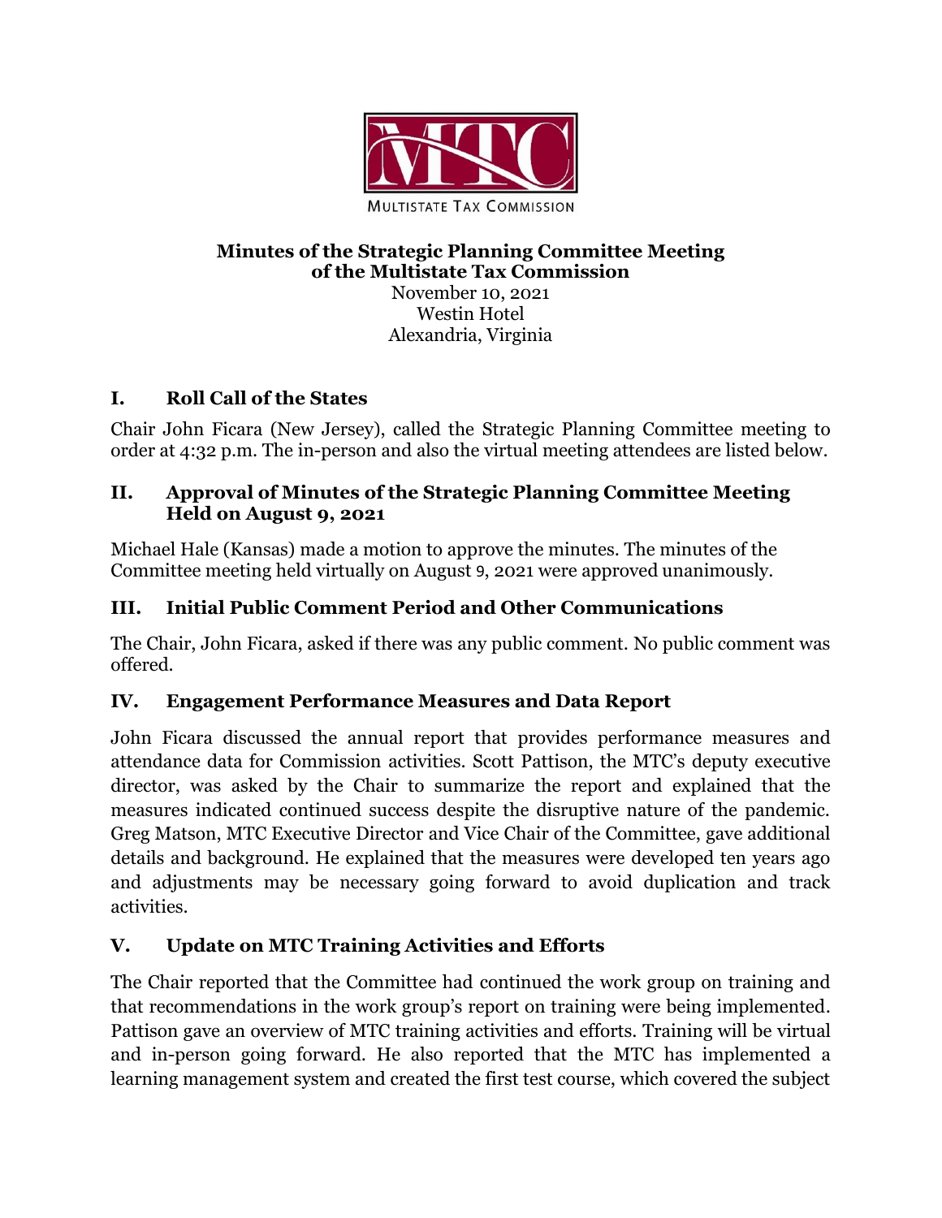MULTISTATE TAX COMMISSION

**Minutes of the Strategic Planning Committee Meeting of the Multistate Tax Commission**

November 10, 2021
Westin Hotel
Alexandria, Virginia

## I. Roll Call of the States

Chair John Ficara (New Jersey), called the Strategic Planning Committee meeting to order at 4:32 p.m. The in-person and also the virtual meeting attendees are listed below.

## II. Approval of Minutes of the Strategic Planning Committee Meeting Held on August 9, 2021

Michael Hale (Kansas) made a motion to approve the minutes. The minutes of the Committee meeting held virtually on August 9, 2021 were approved unanimously.

## III. Initial Public Comment Period and Other Communications

The Chair, John Ficara, asked if there was any public comment. No public comment was offered.

## IV. Engagement Performance Measures and Data Report

John Ficara discussed the annual report that provides performance measures and attendance data for Commission activities. Scott Pattison, the MTC's deputy executive director, was asked by the Chair to summarize the report and explained that the measures indicated continued success despite the disruptive nature of the pandemic. Greg Matson, MTC Executive Director and Vice Chair of the Committee, gave additional details and background. He explained that the measures were developed ten years ago and adjustments may be necessary going forward to avoid duplication and track activities.

## V. Update on MTC Training Activities and Efforts

The Chair reported that the Committee had continued the work group on training and that recommendations in the work group's report on training were being implemented. Pattison gave an overview of MTC training activities and efforts. Training will be virtual and in-person going forward. He also reported that the MTC has implemented a learning management system and created the first test course, which covered the subject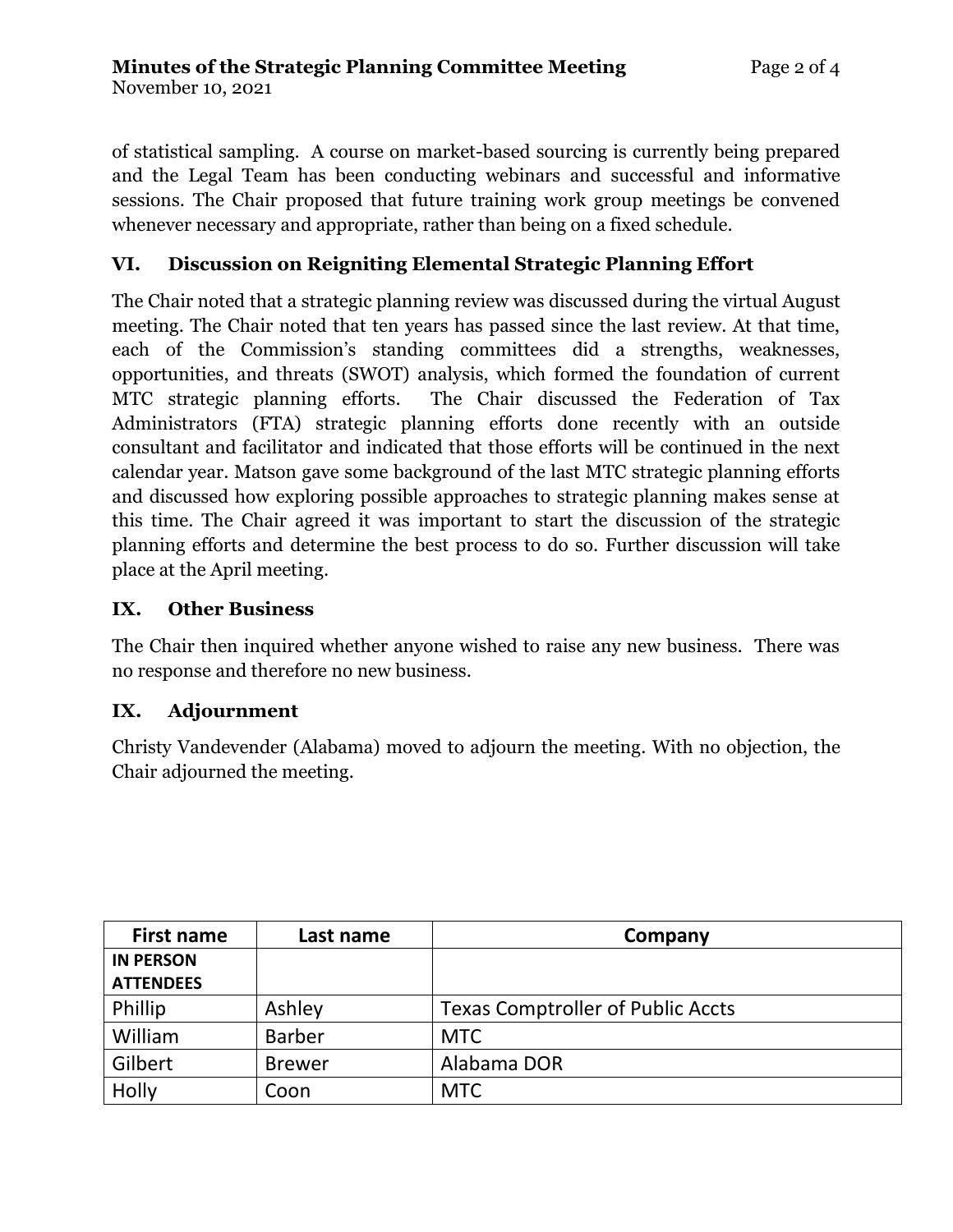of statistical sampling. A course on market-based sourcing is currently being prepared and the Legal Team has been conducting webinars and successful and informative sessions. The Chair proposed that future training work group meetings be convened whenever necessary and appropriate, rather than being on a fixed schedule.

## VI. Discussion on Reigniting Elemental Strategic Planning Effort

The Chair noted that a strategic planning review was discussed during the virtual August meeting. The Chair noted that ten years has passed since the last review. At that time, each of the Commission's standing committees did a strengths, weaknesses, opportunities, and threats (SWOT) analysis, which formed the foundation of current MTC strategic planning efforts. The Chair discussed the Federation of Tax Administrators (FTA) strategic planning efforts done recently with an outside consultant and facilitator and indicated that those efforts will be continued in the next calendar year. Matson gave some background of the last MTC strategic planning efforts and discussed how exploring possible approaches to strategic planning makes sense at this time. The Chair agreed it was important to start the discussion of the strategic planning efforts and determine the best process to do so. Further discussion will take place at the April meeting.

## IX. Other Business

The Chair then inquired whether anyone wished to raise any new business. There was no response and therefore no new business.

## IX. Adjournment

Christy Vandevender (Alabama) moved to adjourn the meeting. With no objection, the Chair adjourned the meeting.

| First name | Last name | Company |
|---|---|---|
| **IN PERSON ATTENDEES** | | |
| Phillip | Ashley | Texas Comptroller of Public Accts |
| William | Barber | MTC |
| Gilbert | Brewer | Alabama DOR |
| Holly | Coon | MTC |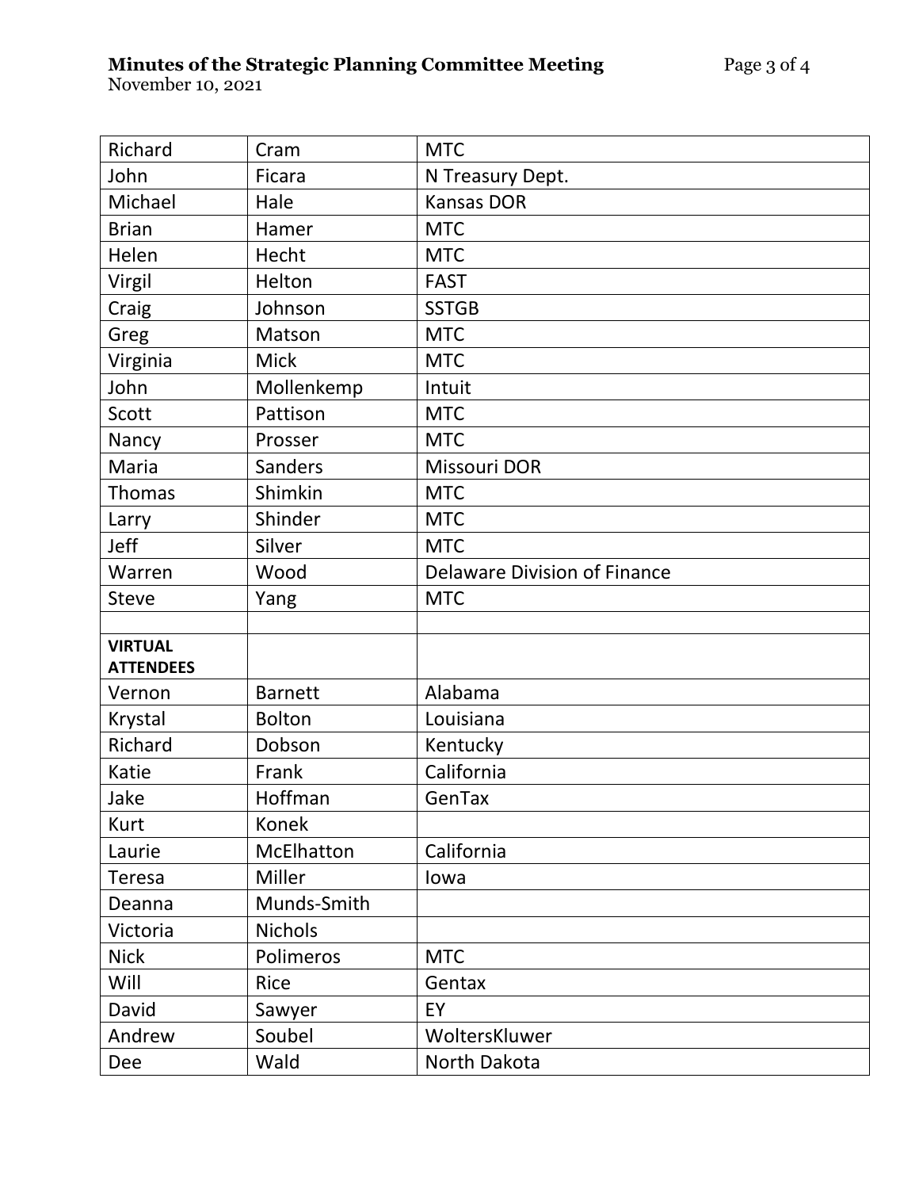| | | |
|---|---|---|
| Richard | Cram | MTC |
| John | Ficara | N Treasury Dept. |
| Michael | Hale | Kansas DOR |
| Brian | Hamer | MTC |
| Helen | Hecht | MTC |
| Virgil | Helton | FAST |
| Craig | Johnson | SSTGB |
| Greg | Matson | MTC |
| Virginia | Mick | MTC |
| John | Mollenkemp | Intuit |
| Scott | Pattison | MTC |
| Nancy | Prosser | MTC |
| Maria | Sanders | Missouri DOR |
| Thomas | Shimkin | MTC |
| Larry | Shinder | MTC |
| Jeff | Silver | MTC |
| Warren | Wood | Delaware Division of Finance |
| Steve | Yang | MTC |
| | | |
| **VIRTUAL ATTENDEES** | | |
| Vernon | Barnett | Alabama |
| Krystal | Bolton | Louisiana |
| Richard | Dobson | Kentucky |
| Katie | Frank | California |
| Jake | Hoffman | GenTax |
| Kurt | Konek | |
| Laurie | McElhatton | California |
| Teresa | Miller | Iowa |
| Deanna | Munds-Smith | |
| Victoria | Nichols | |
| Nick | Polimeros | MTC |
| Will | Rice | Gentax |
| David | Sawyer | EY |
| Andrew | Soubel | WoltersKluwer |
| Dee | Wald | North Dakota |